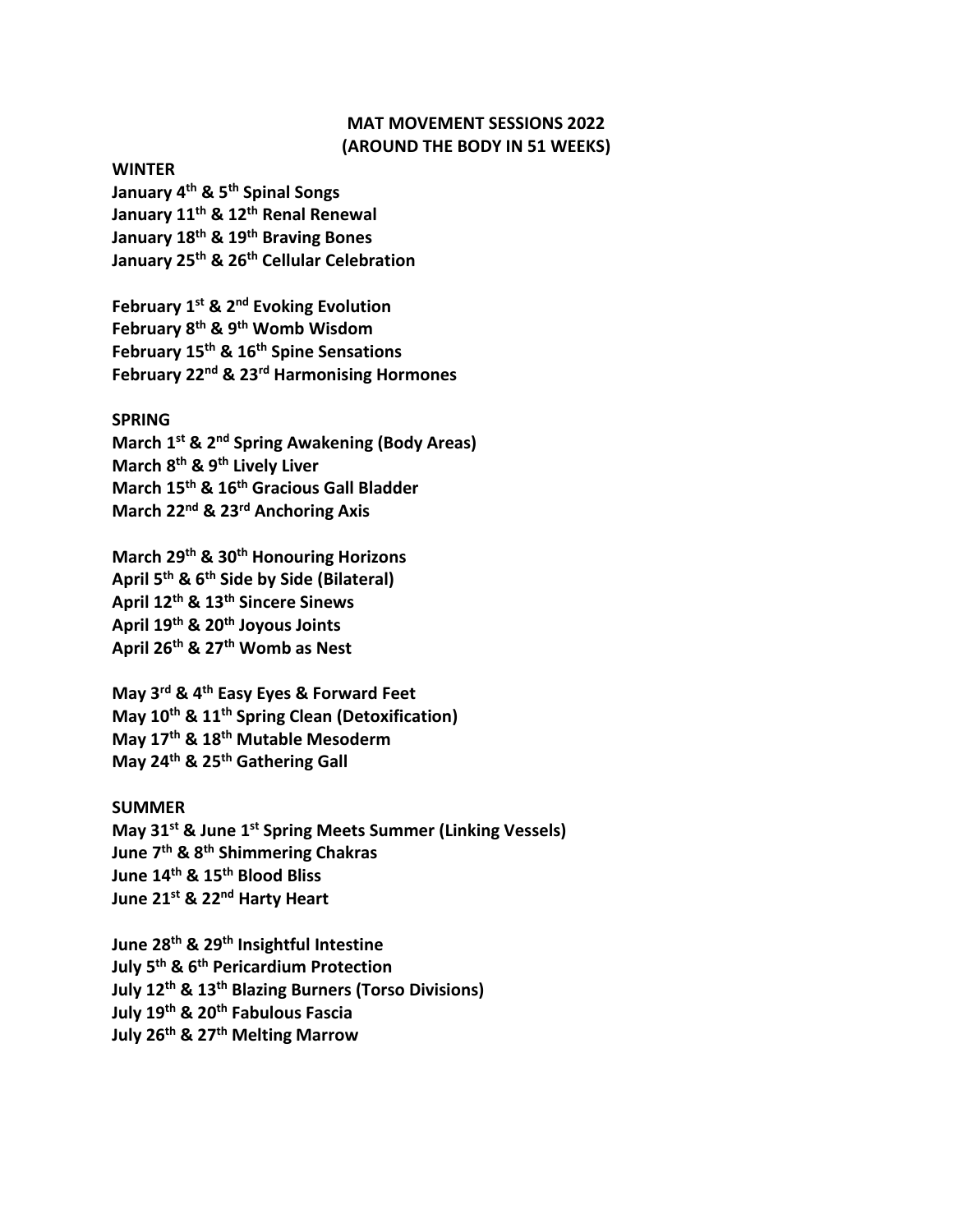# MAT MOVEMENT SESSIONS 2022
## (AROUND THE BODY IN 51 WEEKS)

**WINTER**
**January 4th & 5th Spinal Songs**
**January 11th & 12th Renal Renewal**
**January 18th & 19th Braving Bones**
**January 25th & 26th Cellular Celebration**

**February 1st & 2nd Evoking Evolution**
**February 8th & 9th Womb Wisdom**
**February 15th & 16th Spine Sensations**
**February 22nd & 23rd Harmonising Hormones**

**SPRING**
**March 1st & 2nd Spring Awakening (Body Areas)**
**March 8th & 9th Lively Liver**
**March 15th & 16th Gracious Gall Bladder**
**March 22nd & 23rd Anchoring Axis**

**March 29th & 30th Honouring Horizons**
**April 5th & 6th Side by Side (Bilateral)**
**April 12th & 13th Sincere Sinews**
**April 19th & 20th Joyous Joints**
**April 26th & 27th Womb as Nest**

**May 3rd & 4th Easy Eyes & Forward Feet**
**May 10th & 11th Spring Clean (Detoxification)**
**May 17th & 18th Mutable Mesoderm**
**May 24th & 25th Gathering Gall**

**SUMMER**
**May 31st & June 1st Spring Meets Summer (Linking Vessels)**
**June 7th & 8th Shimmering Chakras**
**June 14th & 15th Blood Bliss**
**June 21st & 22nd Harty Heart**

**June 28th & 29th Insightful Intestine**
**July 5th & 6th Pericardium Protection**
**July 12th & 13th Blazing Burners (Torso Divisions)**
**July 19th & 20th Fabulous Fascia**
**July 26th & 27th Melting Marrow**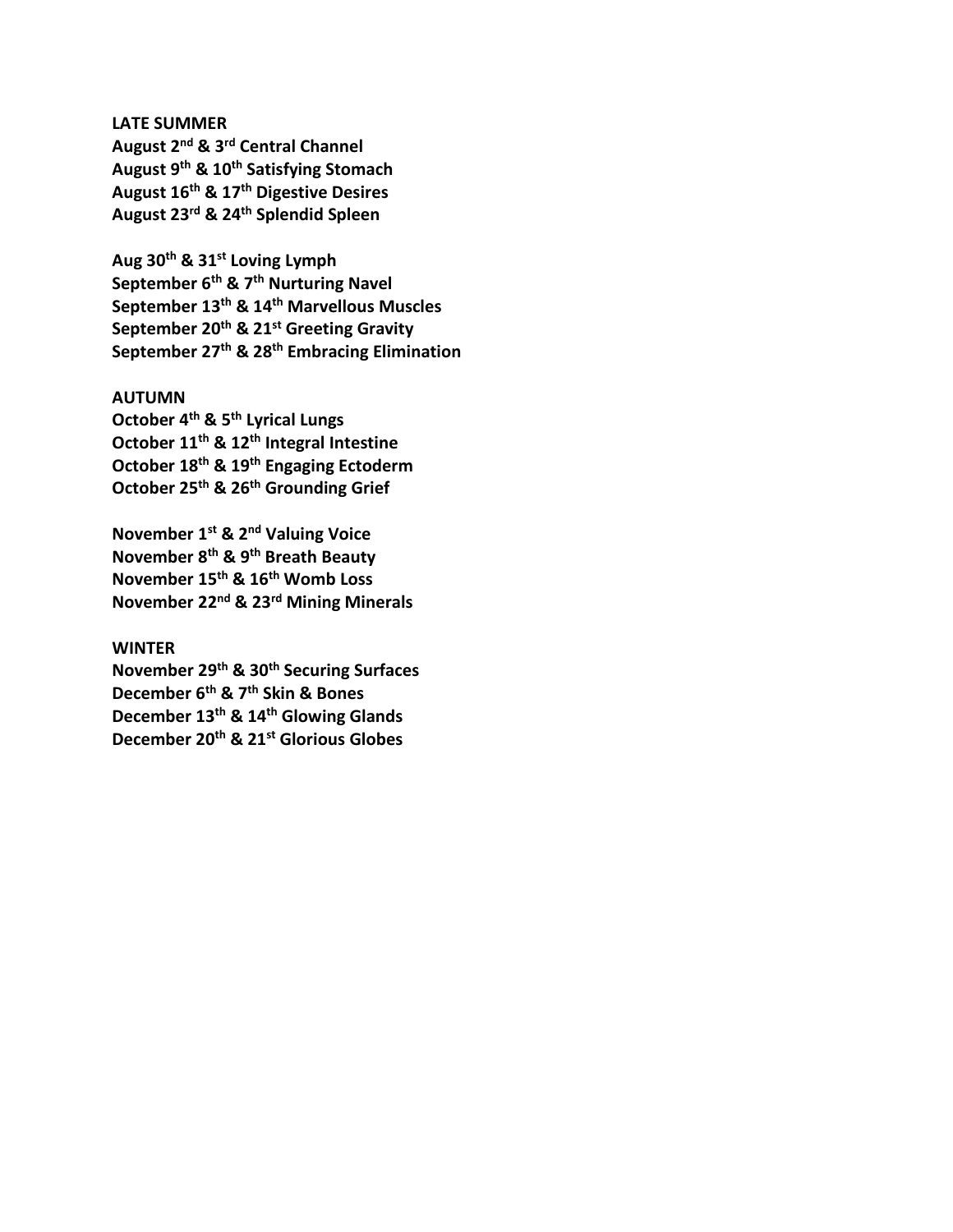**LATE SUMMER**
**August 2nd & 3rd Central Channel**
**August 9th & 10th Satisfying Stomach**
**August 16th & 17th Digestive Desires**
**August 23rd & 24th Splendid Spleen**

**Aug 30th & 31st Loving Lymph**
**September 6th & 7th Nurturing Navel**
**September 13th & 14th Marvellous Muscles**
**September 20th & 21st Greeting Gravity**
**September 27th & 28th Embracing Elimination**

**AUTUMN**
**October 4th & 5th Lyrical Lungs**
**October 11th & 12th Integral Intestine**
**October 18th & 19th Engaging Ectoderm**
**October 25th & 26th Grounding Grief**

**November 1st & 2nd Valuing Voice**
**November 8th & 9th Breath Beauty**
**November 15th & 16th Womb Loss**
**November 22nd & 23rd Mining Minerals**

**WINTER**
**November 29th & 30th Securing Surfaces**
**December 6th & 7th Skin & Bones**
**December 13th & 14th Glowing Glands**
**December 20th & 21st Glorious Globes**